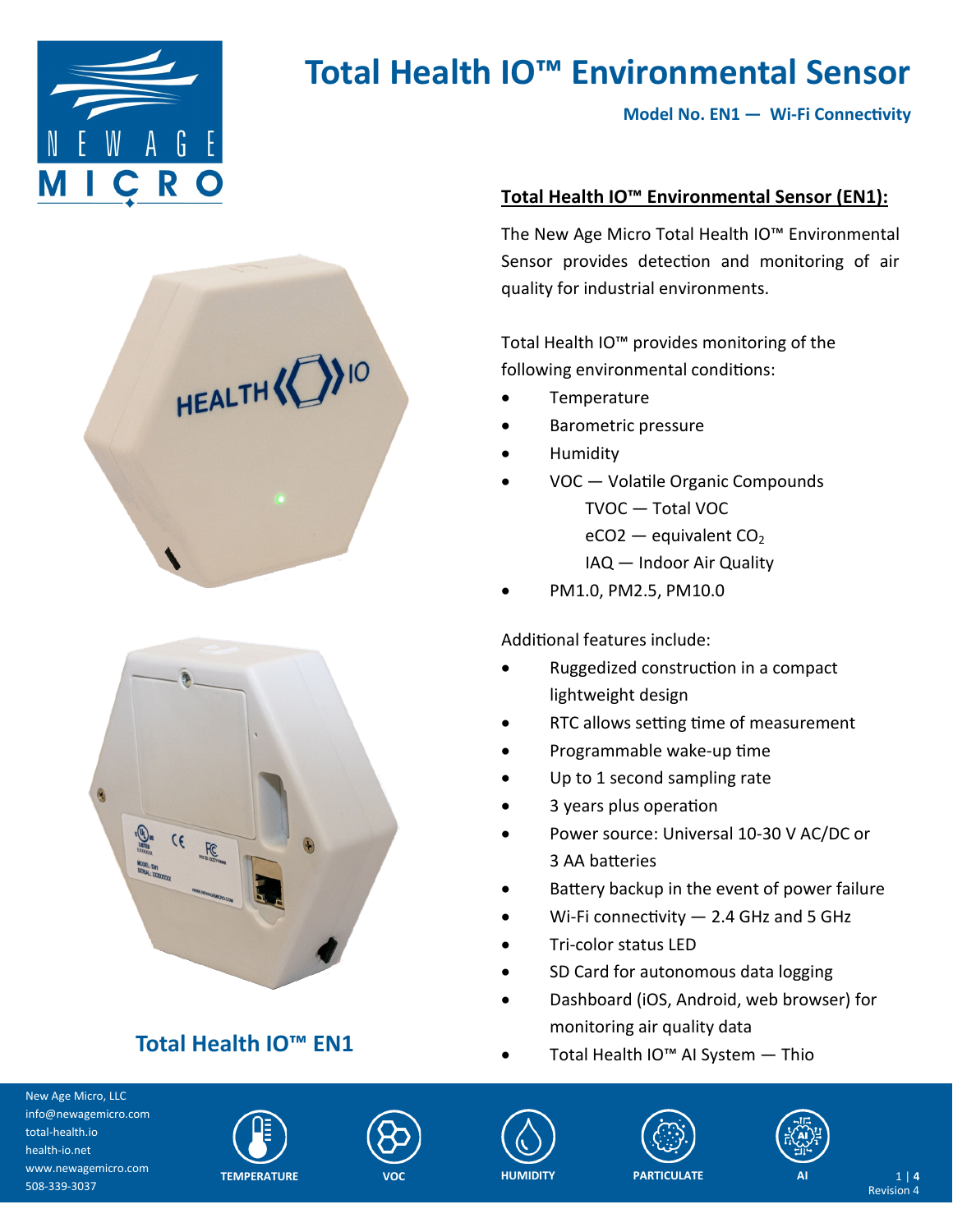# Total Health IO™ Environmental Sensor

**Model No. EN1 — Wi-Fi Connectivity**

## Total Health IO™ Environmental Sensor (EN1):

The New Age Micro Total Health IO™ Environmental Sensor provides detection and monitoring of air quality for industrial environments.

Total Health IO™ provides monitoring of the following environmental conditions:

- Temperature
- Barometric pressure
- Humidity
- VOC — Volatile Organic Compounds
  - TVOC — Total VOC
  - eCO2 — equivalent $CO_2$
  - IAQ — Indoor Air Quality
- PM1.0, PM2.5, PM10.0

Additional features include:

- Ruggedized construction in a compact lightweight design
- RTC allows setting time of measurement
- Programmable wake-up time
- Up to 1 second sampling rate
- 3 years plus operation
- Power source: Universal 10-30 V AC/DC or 3 AA batteries
- Battery backup in the event of power failure
- Wi-Fi connectivity — 2.4 GHz and 5 GHz
- Tri-color status LED
- SD Card for autonomous data logging
- Dashboard (iOS, Android, web browser) for monitoring air quality data
- Total Health IO™ AI System — Thio

**Total Health IO™ EN1**

New Age Micro, LLC
info@newagemicro.com
total-health.io
health-io.net
www.newagemicro.com
508-339-3037

TEMPERATURE | VOC | HUMIDITY | PARTICULATE | AI

Revision 4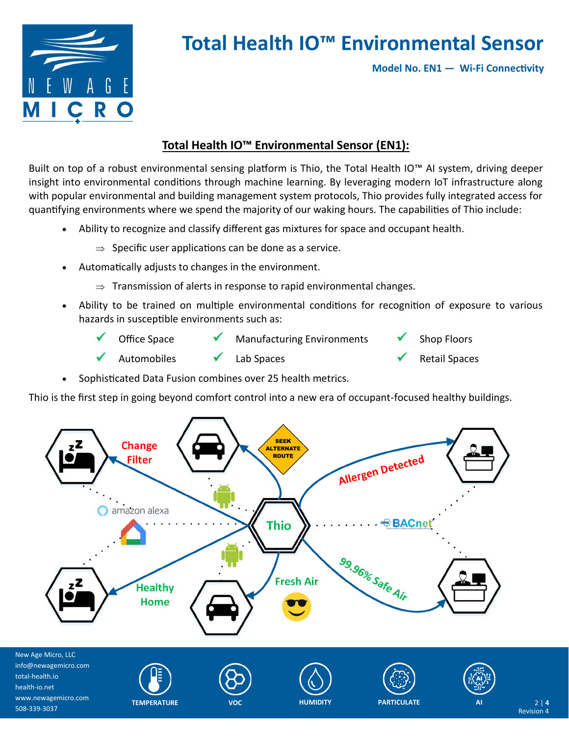## Total Health IO™ Environmental Sensor (EN1):

Built on top of a robust environmental sensing platform is Thio, the Total Health IO™ AI system, driving deeper insight into environmental conditions through machine learning. By leveraging modern IoT infrastructure along with popular environmental and building management system protocols, Thio provides fully integrated access for quantifying environments where we spend the majority of our waking hours. The capabilities of Thio include:

- Ability to recognize and classify different gas mixtures for space and occupant health.
  - ⇒ Specific user applications can be done as a service.
- Automatically adjusts to changes in the environment.
  - ⇒ Transmission of alerts in response to rapid environmental changes.
- Ability to be trained on multiple environmental conditions for recognition of exposure to various hazards in susceptible environments such as:
  - ✓ Office Space
  - ✓ Manufacturing Environments
  - ✓ Shop Floors
  - ✓ Automobiles
  - ✓ Lab Spaces
  - ✓ Retail Spaces
- Sophisticated Data Fusion combines over 25 health metrics.

Thio is the first step in going beyond comfort control into a new era of occupant-focused healthy buildings.

Change Filter | SEEK ALTERNATE ROUTE | Allergen Detected | amazon alexa | Thio | BACnet | Healthy Home | Fresh Air | 99.96% Safe Air

New Age Micro, LLC
info@newagemicro.com
total-health.io
health-io.net
www.newagemicro.com
508-339-3037

TEMPERATURE | VOC | HUMIDITY | PARTICULATE | AI

Revision 4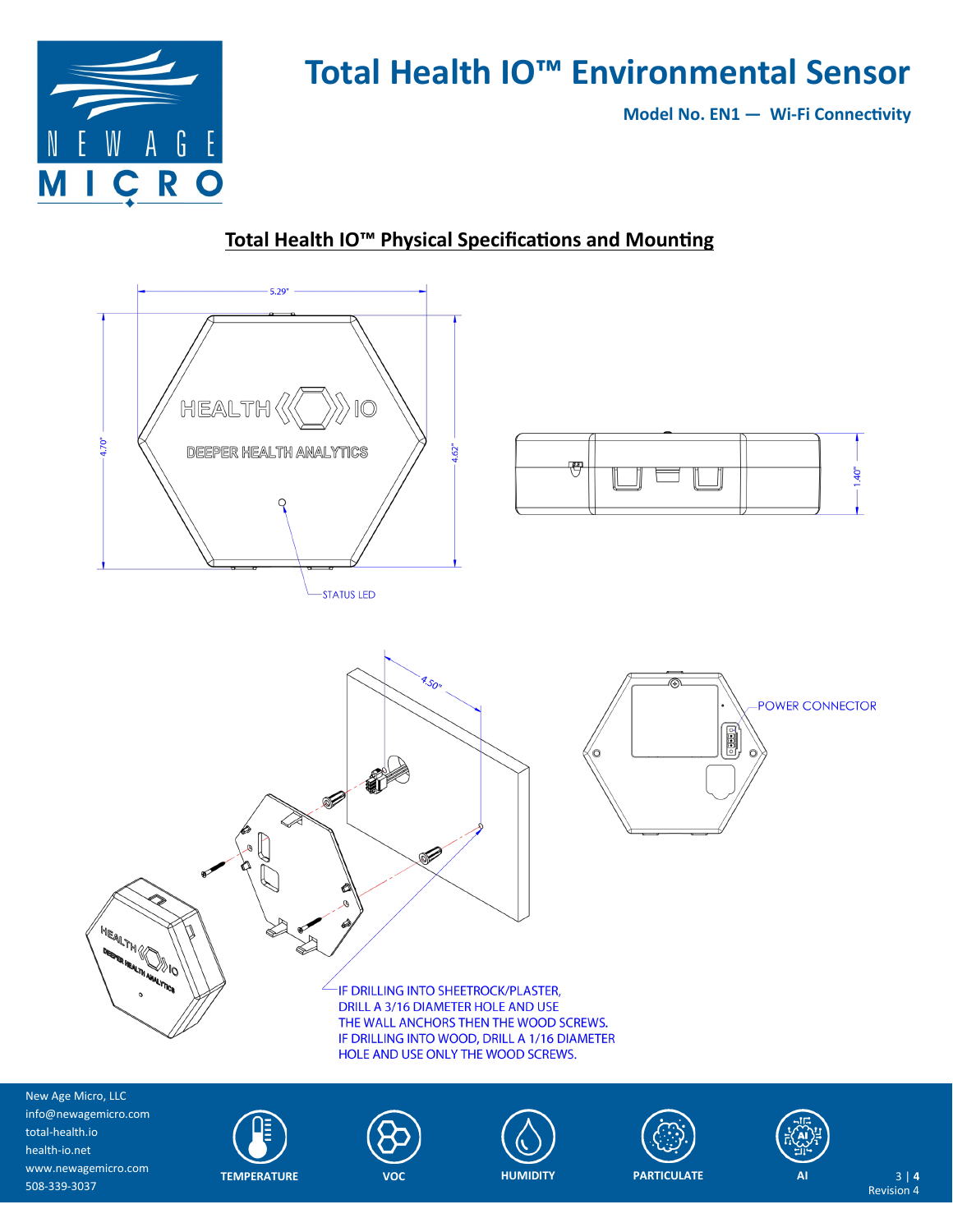# Total Health IO™ Environmental Sensor

**Model No. EN1 — Wi-Fi Connectivity**

## Total Health IO™ Physical Specifications and Mounting

5.29"

4.70"

4.62"

1.40"

STATUS LED

4.50"

POWER CONNECTOR

IF DRILLING INTO SHEETROCK/PLASTER, DRILL A 3/16 DIAMETER HOLE AND USE THE WALL ANCHORS THEN THE WOOD SCREWS. IF DRILLING INTO WOOD, DRILL A 1/16 DIAMETER HOLE AND USE ONLY THE WOOD SCREWS.

New Age Micro, LLC
info@newagemicro.com
total-health.io
health-io.net
www.newagemicro.com
508-339-3037

TEMPERATURE | VOC | HUMIDITY | PARTICULATE | AI

Revision 4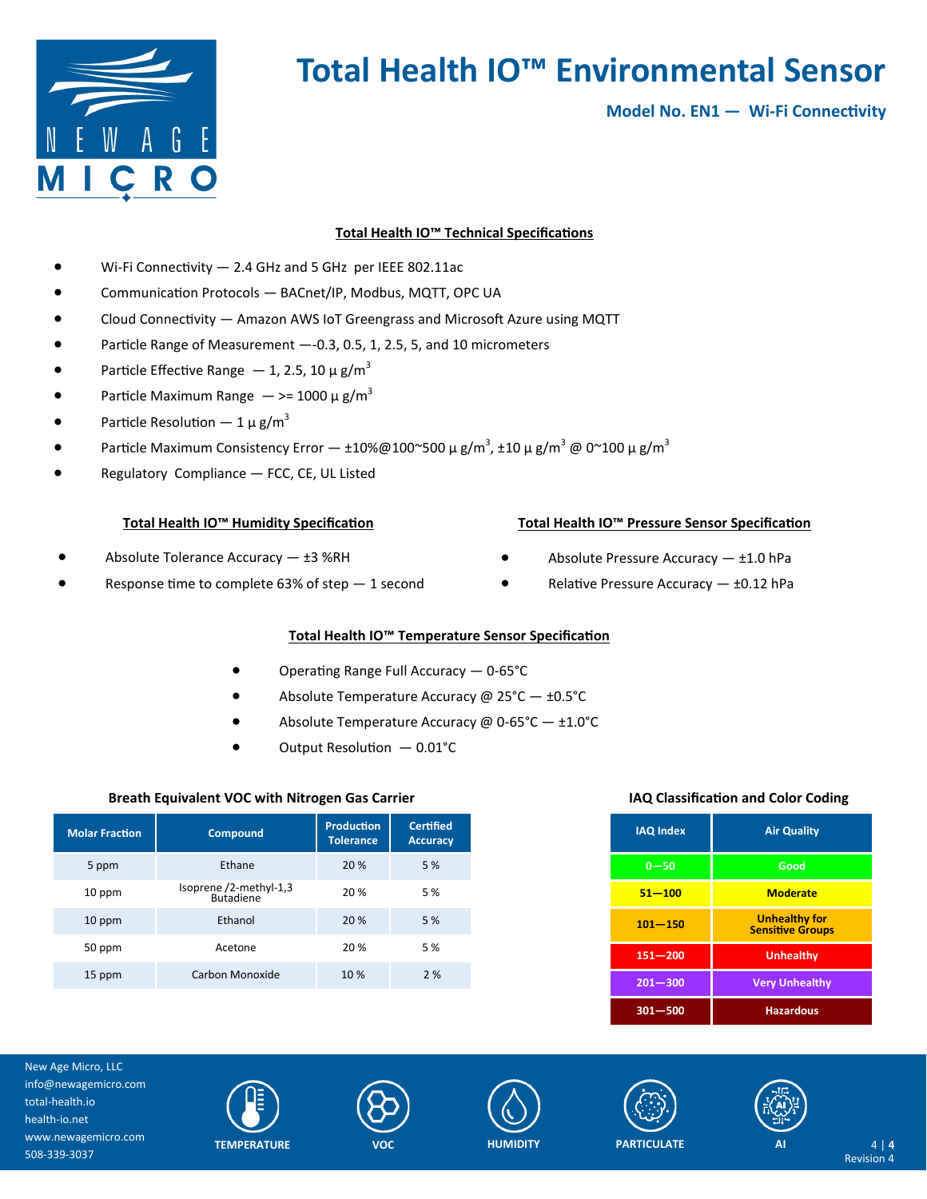# Total Health IO™ Environmental Sensor

**Model No. EN1 — Wi-Fi Connectivity**

## Total Health IO™ Technical Specifications

- Wi-Fi Connectivity — 2.4 GHz and 5 GHz per IEEE 802.11ac
- Communication Protocols — BACnet/IP, Modbus, MQTT, OPC UA
- Cloud Connectivity — Amazon AWS IoT Greengrass and Microsoft Azure using MQTT
- Particle Range of Measurement —-0.3, 0.5, 1, 2.5, 5, and 10 micrometers
- Particle Effective Range — 1, 2.5, 10 $\mu$ g/$m^3$
- Particle Maximum Range — >= 1000 $\mu$ g/$m^3$
- Particle Resolution — 1 $\mu$ g/$m^3$
- Particle Maximum Consistency Error — ±10%@100~500 $\mu$ g/$m^3$, ±10 $\mu$ g/$m^3$ @ 0~100 $\mu$ g/$m^3$
- Regulatory Compliance — FCC, CE, UL Listed

## Total Health IO™ Humidity Specification

- Absolute Tolerance Accuracy — ±3 %RH
- Response time to complete 63% of step — 1 second

## Total Health IO™ Pressure Sensor Specification

- Absolute Pressure Accuracy — ±1.0 hPa
- Relative Pressure Accuracy — ±0.12 hPa

## Total Health IO™ Temperature Sensor Specification

- Operating Range Full Accuracy — 0-65°C
- Absolute Temperature Accuracy @ 25°C — ±0.5°C
- Absolute Temperature Accuracy @ 0-65°C — ±1.0°C
- Output Resolution — 0.01°C

### Breath Equivalent VOC with Nitrogen Gas Carrier

| Molar Fraction | Compound | Production Tolerance | Certified Accuracy |
|---|---|---|---|
| 5 ppm | Ethane | 20 % | 5 % |
| 10 ppm | Isoprene /2-methyl-1,3 Butadiene | 20 % | 5 % |
| 10 ppm | Ethanol | 20 % | 5 % |
| 50 ppm | Acetone | 20 % | 5 % |
| 15 ppm | Carbon Monoxide | 10 % | 2 % |

### IAQ Classification and Color Coding

| IAQ Index | Air Quality |
|---|---|
| 0—50 | Good |
| 51—100 | Moderate |
| 101—150 | Unhealthy for Sensitive Groups |
| 151—200 | Unhealthy |
| 201—300 | Very Unhealthy |
| 301—500 | Hazardous |

New Age Micro, LLC
info@newagemicro.com
total-health.io
health-io.net
www.newagemicro.com
508-339-3037

TEMPERATURE VOC HUMIDITY PARTICULATE AI

Revision 4